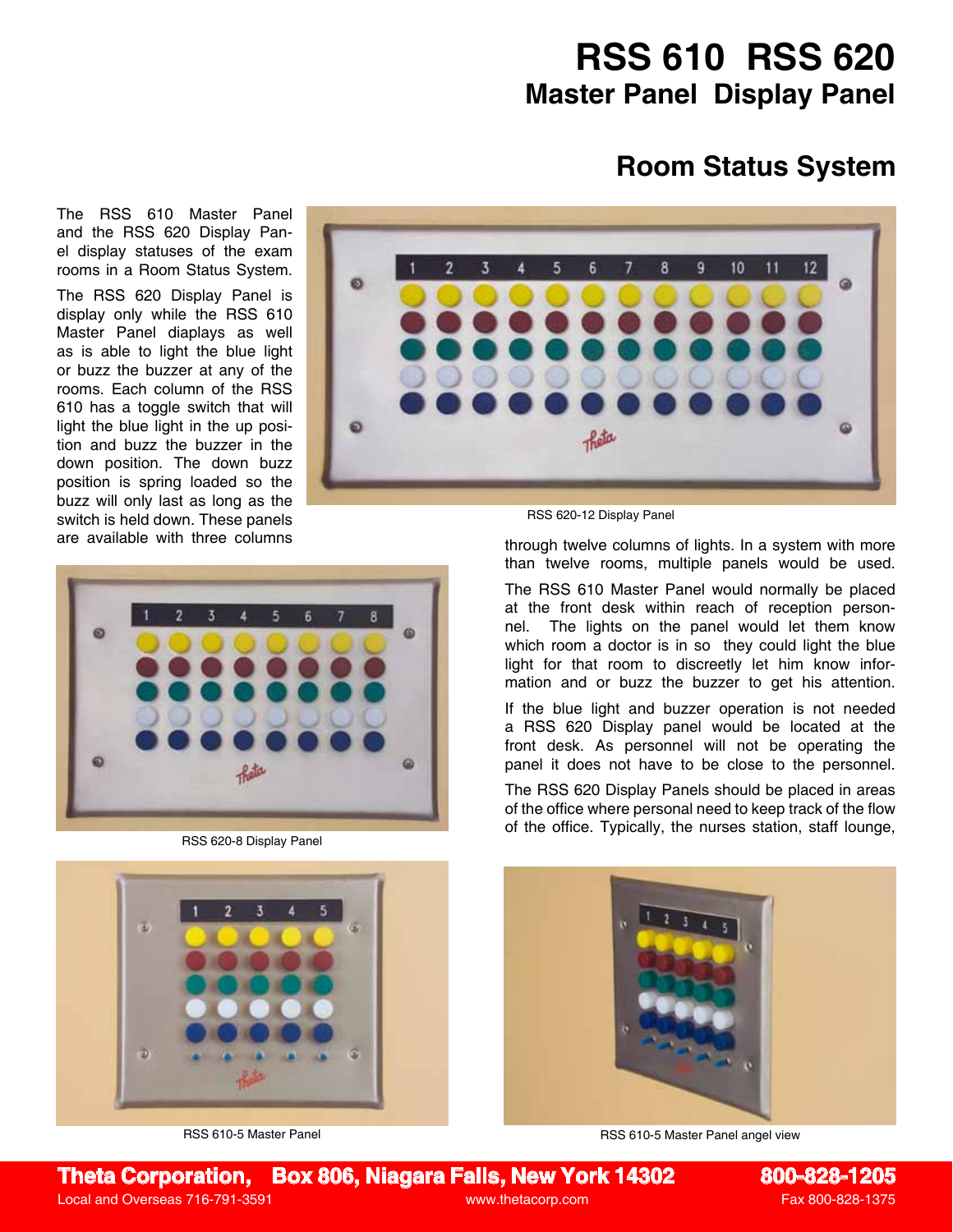# RSS 610 RSS 620
## Master Panel Display Panel

## Room Status System

The RSS 610 Master Panel and the RSS 620 Display Panel display statuses of the exam rooms in a Room Status System.

The RSS 620 Display Panel is display only while the RSS 610 Master Panel diaplays as well as is able to light the blue light or buzz the buzzer at any of the rooms. Each column of the RSS 610 has a toggle switch that will light the blue light in the up position and buzz the buzzer in the down position. The down buzz position is spring loaded so the buzz will only last as long as the switch is held down. These panels are available with three columns through twelve columns of lights. In a system with more than twelve rooms, multiple panels would be used.

RSS 620-12 Display Panel

RSS 620-8 Display Panel

The RSS 610 Master Panel would normally be placed at the front desk within reach of reception personnel. The lights on the panel would let them know which room a doctor is in so they could light the blue light for that room to discreetly let him know information and or buzz the buzzer to get his attention.

If the blue light and buzzer operation is not needed a RSS 620 Display panel would be located at the front desk. As personnel will not be operating the panel it does not have to be close to the personnel.

The RSS 620 Display Panels should be placed in areas of the office where personal need to keep track of the flow of the office. Typically, the nurses station, staff lounge,

RSS 610-5 Master Panel

RSS 610-5 Master Panel angel view

**Theta Corporation, Box 806, Niagara Falls, New York 14302** **800-828-1205**
Local and Overseas 716-791-3591 www.thetacorp.com Fax 800-828-1375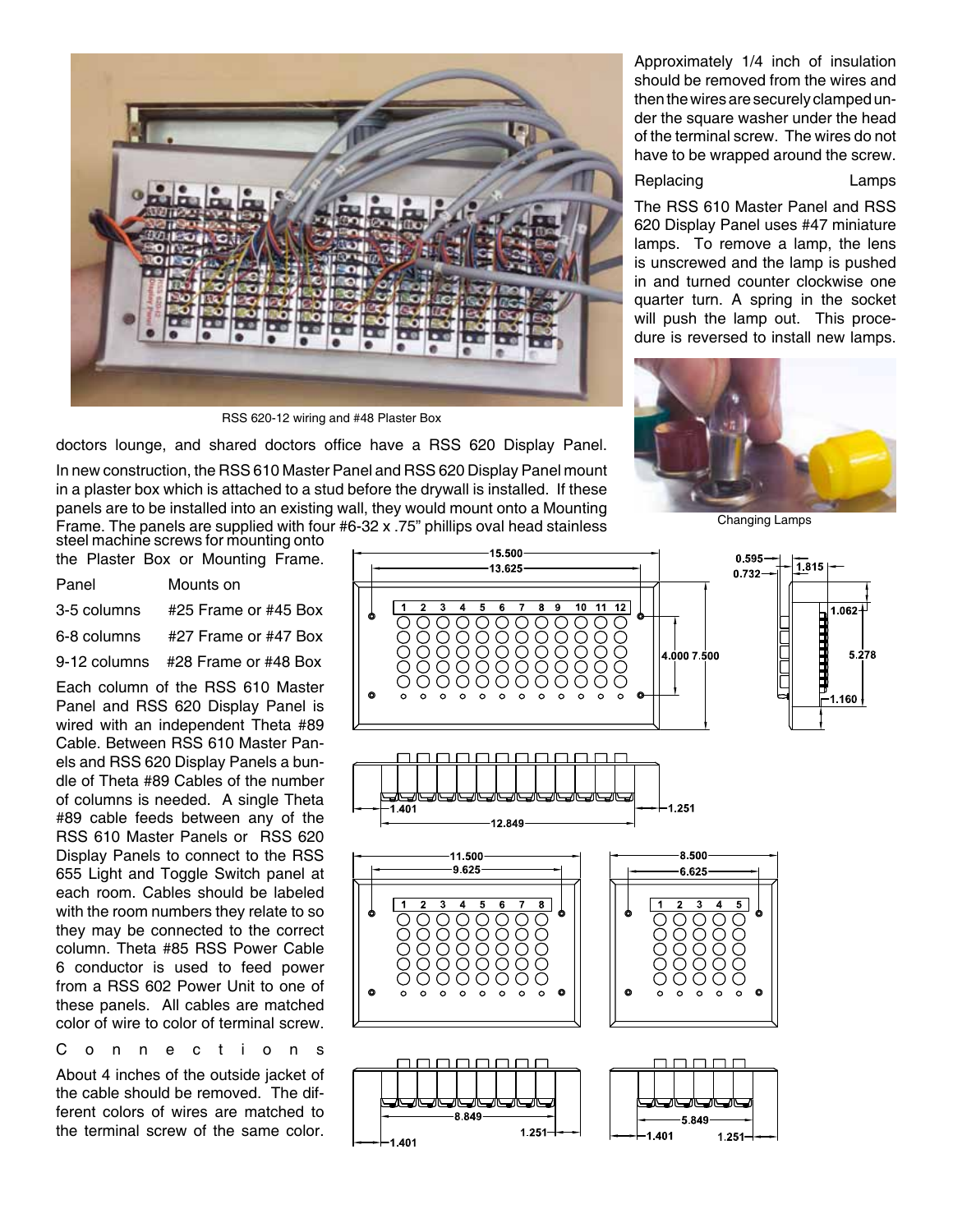RSS 620-12 wiring and #48 Plaster Box

doctors lounge, and shared doctors office have a RSS 620 Display Panel.

In new construction, the RSS 610 Master Panel and RSS 620 Display Panel mount in a plaster box which is attached to a stud before the drywall is installed. If these panels are to be installed into an existing wall, they would mount onto a Mounting Frame. The panels are supplied with four #6-32 x .75" phillips oval head stainless steel machine screws for mounting onto the Plaster Box or Mounting Frame.

| Panel | Mounts on |
|---|---|
| 3-5 columns | #25 Frame or #45 Box |
| 6-8 columns | #27 Frame or #47 Box |
| 9-12 columns | #28 Frame or #48 Box |

Each column of the RSS 610 Master Panel and RSS 620 Display Panel is wired with an independent Theta #89 Cable. Between RSS 610 Master Panels and RSS 620 Display Panels a bundle of Theta #89 Cables of the number of columns is needed. A single Theta #89 cable feeds between any of the RSS 610 Master Panels or RSS 620 Display Panels to connect to the RSS 655 Light and Toggle Switch panel at each room. Cables should be labeled with the room numbers they relate to so they may be connected to the correct column. Theta #85 RSS Power Cable 6 conductor is used to feed power from a RSS 602 Power Unit to one of these panels. All cables are matched color of wire to color of terminal screw.

## Connections

About 4 inches of the outside jacket of the cable should be removed. The different colors of wires are matched to the terminal screw of the same color. Approximately 1/4 inch of insulation should be removed from the wires and then the wires are securely clamped under the square washer under the head of the terminal screw. The wires do not have to be wrapped around the screw.

## Replacing Lamps

The RSS 610 Master Panel and RSS 620 Display Panel uses #47 miniature lamps. To remove a lamp, the lens is unscrewed and the lamp is pushed in and turned counter clockwise one quarter turn. A spring in the socket will push the lamp out. This procedure is reversed to install new lamps.

Changing Lamps

15.500
13.625
1 2 3 4 5 6 7 8 9 10 11 12
4.000 7.500
0.595
0.732
1.815
1.062
5.278
1.160
1.401
12.849
1.251

11.500
9.625
1 2 3 4 5 6 7 8
8.849
1.401
1.251

8.500
6.625
1 2 3 4 5
5.849
1.401
1.251